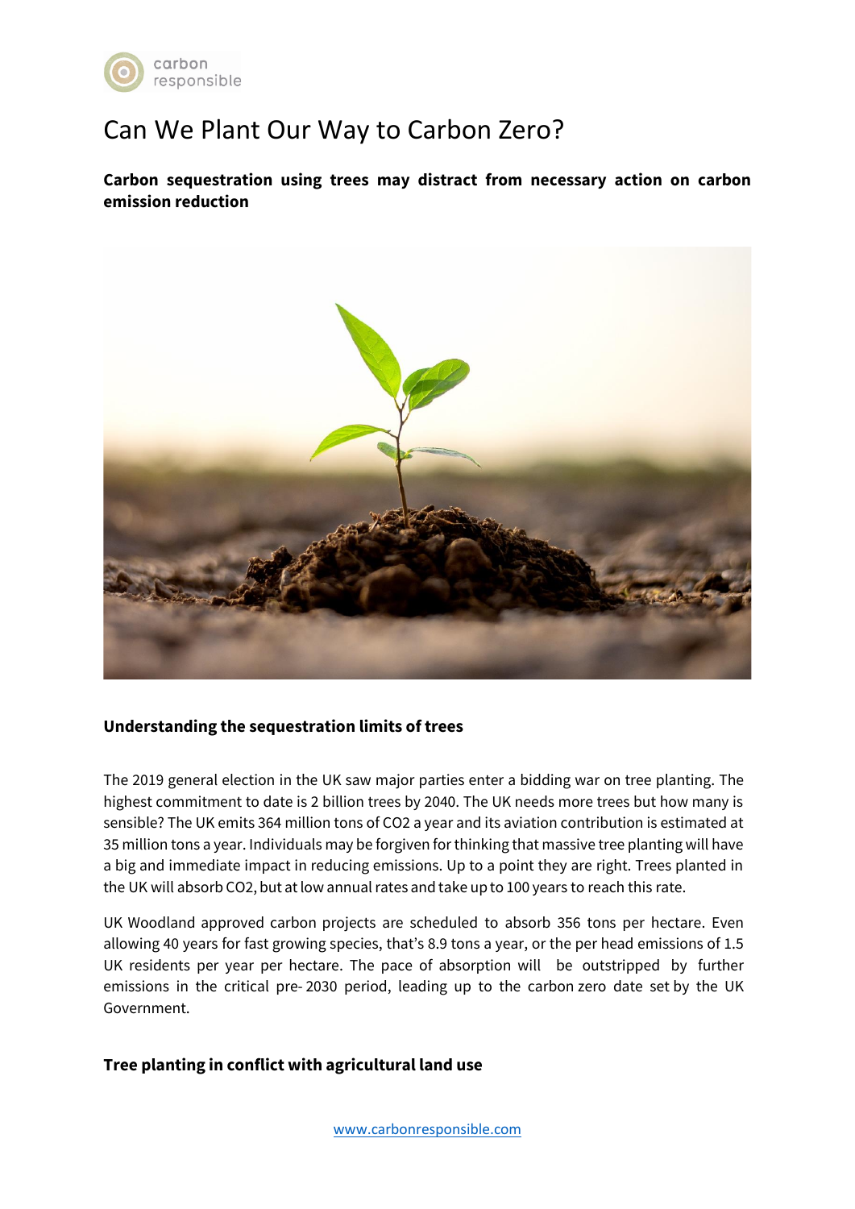# Can We Plant Our Way to Carbon Zero?

**Carbon sequestration using trees may distract from necessary action on carbon emission reduction**

### Understanding the sequestration limits of trees

The 2019 general election in the UK saw major parties enter a bidding war on tree planting. The highest commitment to date is 2 billion trees by 2040. The UK needs more trees but how many is sensible? The UK emits 364 million tons of $CO_2$ a year and its aviation contribution is estimated at 35 million tons a year. Individuals may be forgiven for thinking that massive tree planting will have a big and immediate impact in reducing emissions. Up to a point they are right. Trees planted in the UK will absorb $CO_2$, but at low annual rates and take up to 100 years to reach this rate.

UK Woodland approved carbon projects are scheduled to absorb 356 tons per hectare. Even allowing 40 years for fast growing species, that's 8.9 tons a year, or the per head emissions of 1.5 UK residents per year per hectare. The pace of absorption will be outstripped by further emissions in the critical pre- 2030 period, leading up to the carbon zero date set by the UK Government.

### Tree planting in conflict with agricultural land use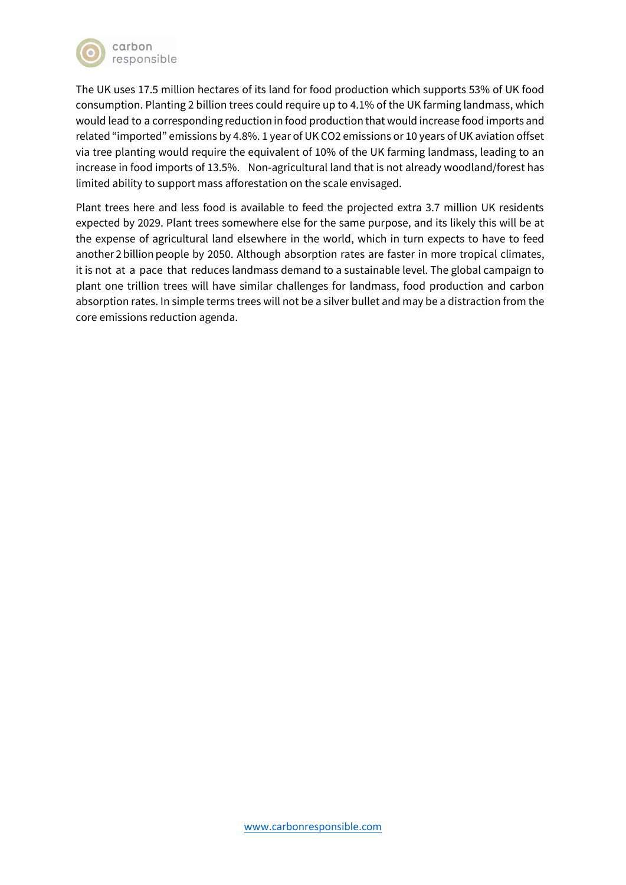The UK uses 17.5 million hectares of its land for food production which supports 53% of UK food consumption. Planting 2 billion trees could require up to 4.1% of the UK farming landmass, which would lead to a corresponding reduction in food production that would increase food imports and related "imported" emissions by 4.8%. 1 year of UK $CO_2$ emissions or 10 years of UK aviation offset via tree planting would require the equivalent of 10% of the UK farming landmass, leading to an increase in food imports of 13.5%. Non-agricultural land that is not already woodland/forest has limited ability to support mass afforestation on the scale envisaged.

Plant trees here and less food is available to feed the projected extra 3.7 million UK residents expected by 2029. Plant trees somewhere else for the same purpose, and its likely this will be at the expense of agricultural land elsewhere in the world, which in turn expects to have to feed another 2 billion people by 2050. Although absorption rates are faster in more tropical climates, it is not at a pace that reduces landmass demand to a sustainable level. The global campaign to plant one trillion trees will have similar challenges for landmass, food production and carbon absorption rates. In simple terms trees will not be a silver bullet and may be a distraction from the core emissions reduction agenda.